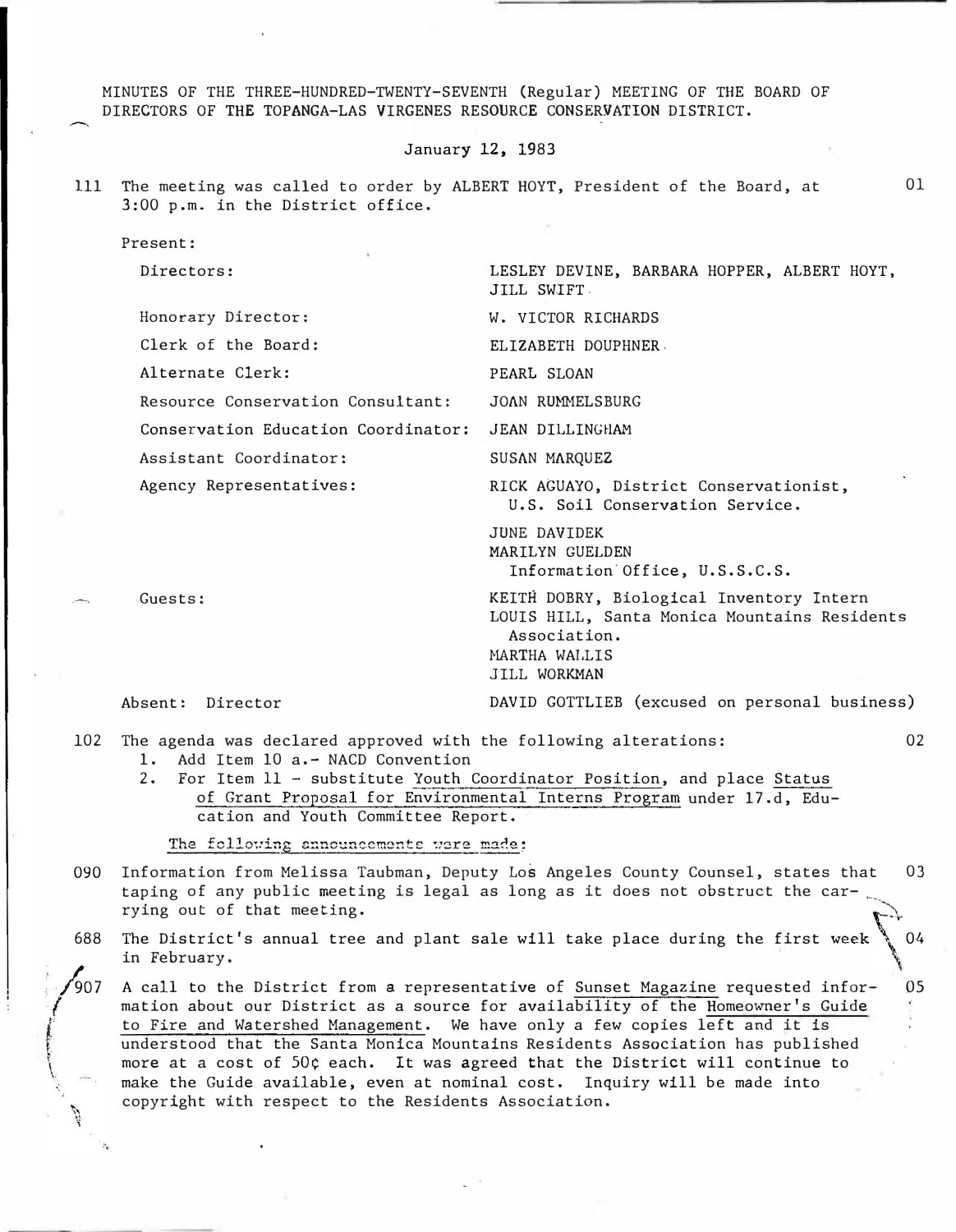MINUTES OF THE THREE-HUNDRED-TWENTY-SEVENTH (Regular) MEETING OF THE BOARD OF DIRECTORS OF THE TOPANGA-LAS VIRGENES RESOURCE CONSERVATION DISTRICT.

January 12, 1983

111 The meeting was called to order by ALBERT HOYT, President of the Board, at 3:00 p.m. in the District office. 01

Present:

| | |
|---|---|
| Directors: | LESLEY DEVINE, BARBARA HOPPER, ALBERT HOYT, JILL SWIFT |
| Honorary Director: | W. VICTOR RICHARDS |
| Clerk of the Board: | ELIZABETH DOUPHNER |
| Alternate Clerk: | PEARL SLOAN |
| Resource Conservation Consultant: | JOAN RUMMELSBURG |
| Conservation Education Coordinator: | JEAN DILLINGHAM |
| Assistant Coordinator: | SUSAN MARQUEZ |
| Agency Representatives: | RICK AGUAYO, District Conservationist, U.S. Soil Conservation Service. |
| | JUNE DAVIDEK<br>MARILYN GUELDEN<br>Information Office, U.S.S.C.S. |
| Guests: | KEITH DOBRY, Biological Inventory Intern<br>LOUIS HILL, Santa Monica Mountains Residents Association.<br>MARTHA WALLIS<br>JILL WORKMAN |
| Absent: Director | DAVID GOTTLIEB (excused on personal business) |

102 The agenda was declared approved with the following alterations: 02

1. Add Item 10 a.- NACD Convention
2. For Item 11 - substitute Youth Coordinator Position, and place Status of Grant Proposal for Environmental Interns Program under 17.d, Education and Youth Committee Report.

The following announcements were made:

090 Information from Melissa Taubman, Deputy Los Angeles County Counsel, states that taping of any public meeting is legal as long as it does not obstruct the carrying out of that meeting. 03

688 The District's annual tree and plant sale will take place during the first week in February. 04

907 A call to the District from a representative of Sunset Magazine requested information about our District as a source for availability of the Homeowner's Guide to Fire and Watershed Management. We have only a few copies left and it is understood that the Santa Monica Mountains Residents Association has published more at a cost of 50¢ each. It was agreed that the District will continue to make the Guide available, even at nominal cost. Inquiry will be made into copyright with respect to the Residents Association. 05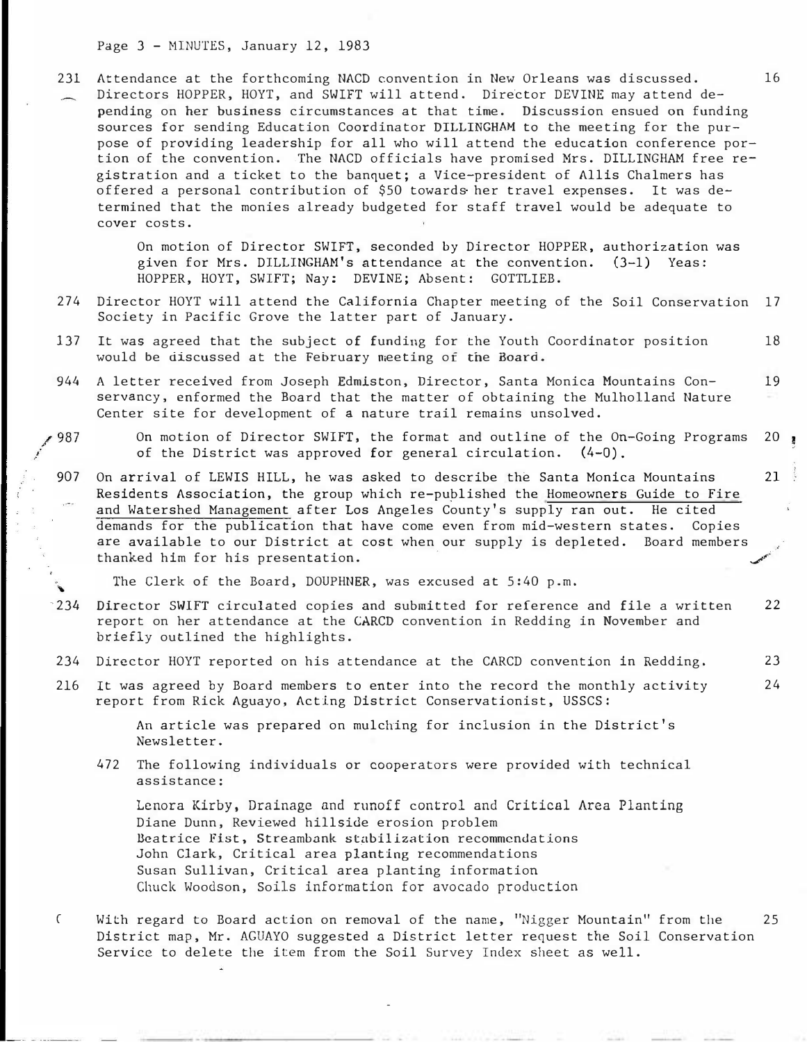231 Attendance at the forthcoming NACD convention in New Orleans was discussed. Directors HOPPER, HOYT, and SWIFT will attend. Director DEVINE may attend depending on her business circumstances at that time. Discussion ensued on funding sources for sending Education Coordinator DILLINGHAM to the meeting for the purpose of providing leadership for all who will attend the education conference portion of the convention. The NACD officials have promised Mrs. DILLINGHAM free registration and a ticket to the banquet; a Vice-president of Allis Chalmers has offered a personal contribution of $50 towards her travel expenses. It was determined that the monies already budgeted for staff travel would be adequate to cover costs. 16

> On motion of Director SWIFT, seconded by Director HOPPER, authorization was given for Mrs. DILLINGHAM's attendance at the convention. (3-1) Yeas: HOPPER, HOYT, SWIFT; Nay: DEVINE; Absent: GOTTLIEB.

274 Director HOYT will attend the California Chapter meeting of the Soil Conservation Society in Pacific Grove the latter part of January. 17

137 It was agreed that the subject of funding for the Youth Coordinator position would be discussed at the February meeting of the Board. 18

944 A letter received from Joseph Edmiston, Director, Santa Monica Mountains Conservancy, enformed the Board that the matter of obtaining the Mulholland Nature Center site for development of a nature trail remains unsolved. 19

987 On motion of Director SWIFT, the format and outline of the On-Going Programs of the District was approved for general circulation. (4-0). 20

907 On arrival of LEWIS HILL, he was asked to describe the Santa Monica Mountains Residents Association, the group which re-published the <u>Homeowners Guide to Fire and Watershed Management</u> after Los Angeles County's supply ran out. He cited demands for the publication that have come even from mid-western states. Copies are available to our District at cost when our supply is depleted. Board members thanked him for his presentation. 21

The Clerk of the Board, DOUPHNER, was excused at 5:40 p.m.

234 Director SWIFT circulated copies and submitted for reference and file a written report on her attendance at the CARCD convention in Redding in November and briefly outlined the highlights. 22

234 Director HOYT reported on his attendance at the CARCD convention in Redding. 23

216 It was agreed by Board members to enter into the record the monthly activity report from Rick Aguayo, Acting District Conservationist, USSCS: 24

> An article was prepared on mulching for inclusion in the District's Newsletter.
>
> 472 The following individuals or cooperators were provided with technical assistance:
>
> Lenora Kirby, Drainage and runoff control and Critical Area Planting
> Diane Dunn, Reviewed hillside erosion problem
> Beatrice Fist, Streambank stabilization recommendations
> John Clark, Critical area planting recommendations
> Susan Sullivan, Critical area planting information
> Chuck Woodson, Soils information for avocado production

( With regard to Board action on removal of the name, "Nigger Mountain" from the District map, Mr. AGUAYO suggested a District letter request the Soil Conservation Service to delete the item from the Soil Survey Index sheet as well. 25